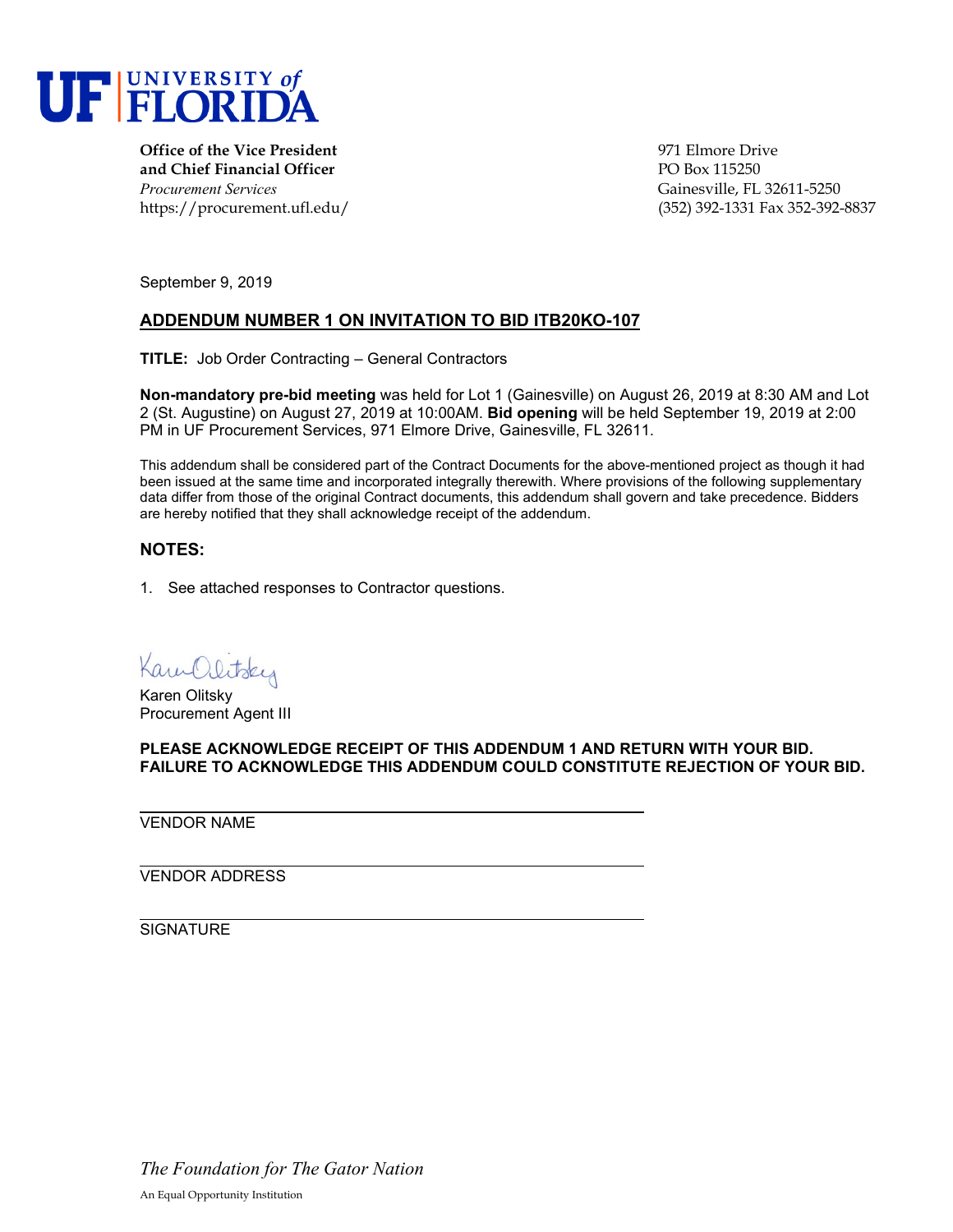UF | UNIVERSITY of FLORIDA

**Office of the Vice President**
**and Chief Financial Officer**
*Procurement Services*
https://procurement.ufl.edu/

971 Elmore Drive
PO Box 115250
Gainesville, FL 32611-5250
(352) 392-1331 Fax 352-392-8837

September 9, 2019

## ADDENDUM NUMBER 1 ON INVITATION TO BID ITB20KO-107

**TITLE:** Job Order Contracting – General Contractors

**Non-mandatory pre-bid meeting** was held for Lot 1 (Gainesville) on August 26, 2019 at 8:30 AM and Lot 2 (St. Augustine) on August 27, 2019 at 10:00AM. **Bid opening** will be held September 19, 2019 at 2:00 PM in UF Procurement Services, 971 Elmore Drive, Gainesville, FL 32611.

This addendum shall be considered part of the Contract Documents for the above-mentioned project as though it had been issued at the same time and incorporated integrally therewith. Where provisions of the following supplementary data differ from those of the original Contract documents, this addendum shall govern and take precedence. Bidders are hereby notified that they shall acknowledge receipt of the addendum.

### NOTES:

1. See attached responses to Contractor questions.

Karen Olitsky
Karen Olitsky
Procurement Agent III

**PLEASE ACKNOWLEDGE RECEIPT OF THIS ADDENDUM 1 AND RETURN WITH YOUR BID. FAILURE TO ACKNOWLEDGE THIS ADDENDUM COULD CONSTITUTE REJECTION OF YOUR BID.**

\_\_\_\_\_\_\_\_\_\_\_\_\_\_\_\_\_\_\_\_\_\_\_\_\_\_\_\_\_\_\_\_\_\_\_\_\_\_\_\_
VENDOR NAME

\_\_\_\_\_\_\_\_\_\_\_\_\_\_\_\_\_\_\_\_\_\_\_\_\_\_\_\_\_\_\_\_\_\_\_\_\_\_\_\_
VENDOR ADDRESS

\_\_\_\_\_\_\_\_\_\_\_\_\_\_\_\_\_\_\_\_\_\_\_\_\_\_\_\_\_\_\_\_\_\_\_\_\_\_\_\_
SIGNATURE

*The Foundation for The Gator Nation*

An Equal Opportunity Institution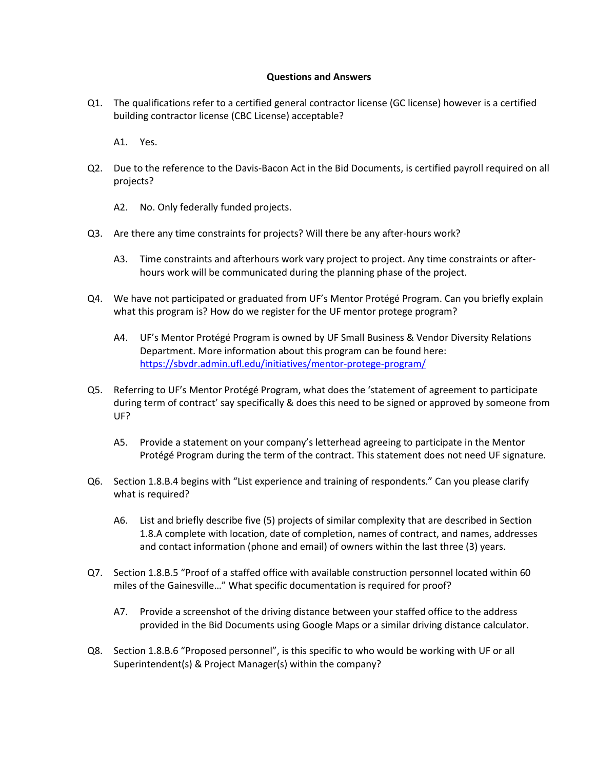**Questions and Answers**

Q1. The qualifications refer to a certified general contractor license (GC license) however is a certified building contractor license (CBC License) acceptable?

A1. Yes.

Q2. Due to the reference to the Davis-Bacon Act in the Bid Documents, is certified payroll required on all projects?

A2. No. Only federally funded projects.

Q3. Are there any time constraints for projects? Will there be any after-hours work?

A3. Time constraints and afterhours work vary project to project. Any time constraints or after-hours work will be communicated during the planning phase of the project.

Q4. We have not participated or graduated from UF's Mentor Protégé Program. Can you briefly explain what this program is? How do we register for the UF mentor protege program?

A4. UF's Mentor Protégé Program is owned by UF Small Business & Vendor Diversity Relations Department. More information about this program can be found here: https://sbvdr.admin.ufl.edu/initiatives/mentor-protege-program/

Q5. Referring to UF's Mentor Protégé Program, what does the 'statement of agreement to participate during term of contract' say specifically & does this need to be signed or approved by someone from UF?

A5. Provide a statement on your company's letterhead agreeing to participate in the Mentor Protégé Program during the term of the contract. This statement does not need UF signature.

Q6. Section 1.8.B.4 begins with "List experience and training of respondents." Can you please clarify what is required?

A6. List and briefly describe five (5) projects of similar complexity that are described in Section 1.8.A complete with location, date of completion, names of contract, and names, addresses and contact information (phone and email) of owners within the last three (3) years.

Q7. Section 1.8.B.5 "Proof of a staffed office with available construction personnel located within 60 miles of the Gainesville…" What specific documentation is required for proof?

A7. Provide a screenshot of the driving distance between your staffed office to the address provided in the Bid Documents using Google Maps or a similar driving distance calculator.

Q8. Section 1.8.B.6 "Proposed personnel", is this specific to who would be working with UF or all Superintendent(s) & Project Manager(s) within the company?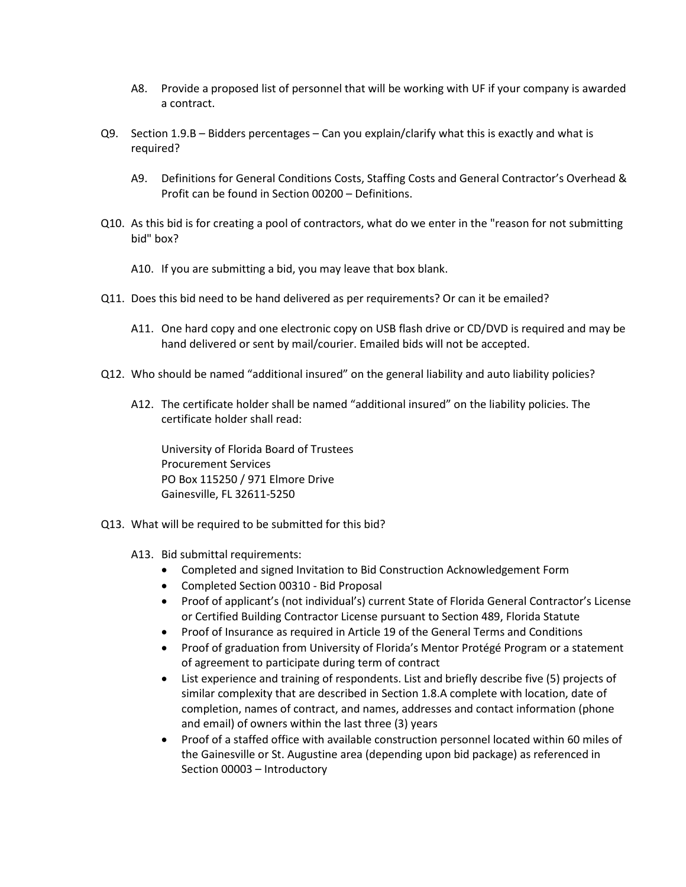A8. Provide a proposed list of personnel that will be working with UF if your company is awarded a contract.

Q9. Section 1.9.B – Bidders percentages – Can you explain/clarify what this is exactly and what is required?

A9. Definitions for General Conditions Costs, Staffing Costs and General Contractor's Overhead & Profit can be found in Section 00200 – Definitions.

Q10. As this bid is for creating a pool of contractors, what do we enter in the "reason for not submitting bid" box?

A10. If you are submitting a bid, you may leave that box blank.

Q11. Does this bid need to be hand delivered as per requirements? Or can it be emailed?

A11. One hard copy and one electronic copy on USB flash drive or CD/DVD is required and may be hand delivered or sent by mail/courier. Emailed bids will not be accepted.

Q12. Who should be named "additional insured" on the general liability and auto liability policies?

A12. The certificate holder shall be named "additional insured" on the liability policies. The certificate holder shall read:

University of Florida Board of Trustees
Procurement Services
PO Box 115250 / 971 Elmore Drive
Gainesville, FL 32611-5250

Q13. What will be required to be submitted for this bid?

A13. Bid submittal requirements:

- Completed and signed Invitation to Bid Construction Acknowledgement Form
- Completed Section 00310 - Bid Proposal
- Proof of applicant's (not individual's) current State of Florida General Contractor's License or Certified Building Contractor License pursuant to Section 489, Florida Statute
- Proof of Insurance as required in Article 19 of the General Terms and Conditions
- Proof of graduation from University of Florida's Mentor Protégé Program or a statement of agreement to participate during term of contract
- List experience and training of respondents. List and briefly describe five (5) projects of similar complexity that are described in Section 1.8.A complete with location, date of completion, names of contract, and names, addresses and contact information (phone and email) of owners within the last three (3) years
- Proof of a staffed office with available construction personnel located within 60 miles of the Gainesville or St. Augustine area (depending upon bid package) as referenced in Section 00003 – Introductory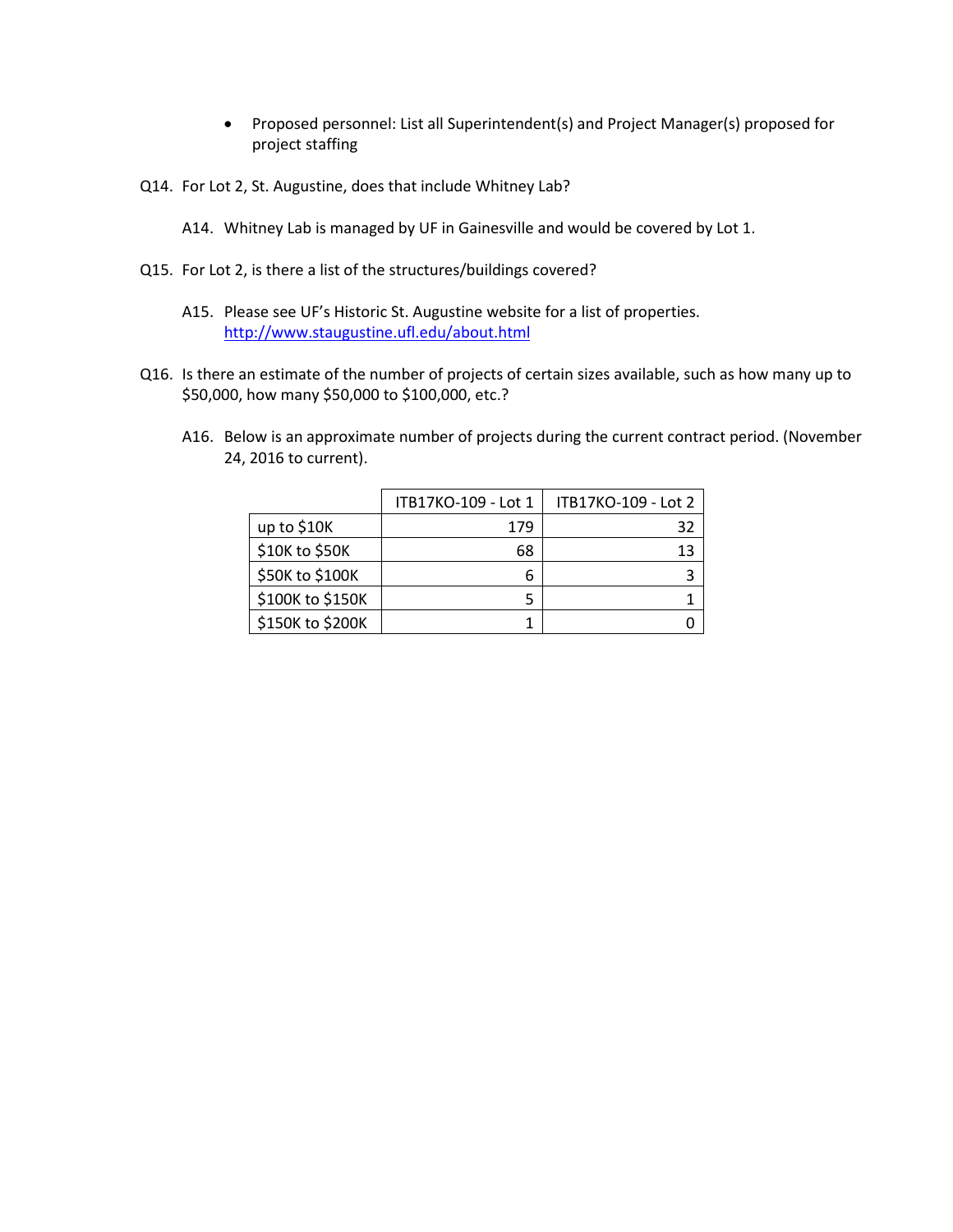- Proposed personnel: List all Superintendent(s) and Project Manager(s) proposed for project staffing

Q14. For Lot 2, St. Augustine, does that include Whitney Lab?

A14. Whitney Lab is managed by UF in Gainesville and would be covered by Lot 1.

Q15. For Lot 2, is there a list of the structures/buildings covered?

A15. Please see UF's Historic St. Augustine website for a list of properties. http://www.staugustine.ufl.edu/about.html

Q16. Is there an estimate of the number of projects of certain sizes available, such as how many up to $50,000, how many $50,000 to $100,000, etc.?

A16. Below is an approximate number of projects during the current contract period. (November 24, 2016 to current).

| | ITB17KO-109 - Lot 1 | ITB17KO-109 - Lot 2 |
|---|---|---|
| up to $10K | 179 | 32 |
| $10K to $50K | 68 | 13 |
| $50K to $100K | 6 | 3 |
| $100K to $150K | 5 | 1 |
| $150K to $200K | 1 | 0 |